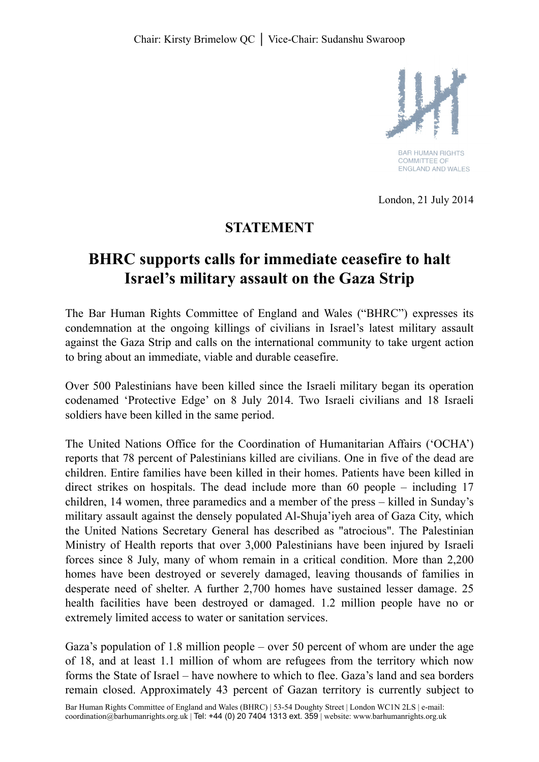Chair: Kirsty Brimelow QC │ Vice-Chair: Sudanshu Swaroop

BAR HUMAN RIGHTS COMMITTEE OF ENGLAND AND WALES

London, 21 July 2014

## STATEMENT

# BHRC supports calls for immediate ceasefire to halt Israel's military assault on the Gaza Strip

The Bar Human Rights Committee of England and Wales ("BHRC") expresses its condemnation at the ongoing killings of civilians in Israel's latest military assault against the Gaza Strip and calls on the international community to take urgent action to bring about an immediate, viable and durable ceasefire.

Over 500 Palestinians have been killed since the Israeli military began its operation codenamed 'Protective Edge' on 8 July 2014. Two Israeli civilians and 18 Israeli soldiers have been killed in the same period.

The United Nations Office for the Coordination of Humanitarian Affairs ('OCHA') reports that 78 percent of Palestinians killed are civilians. One in five of the dead are children. Entire families have been killed in their homes. Patients have been killed in direct strikes on hospitals. The dead include more than 60 people – including 17 children, 14 women, three paramedics and a member of the press – killed in Sunday's military assault against the densely populated Al-Shuja'iyeh area of Gaza City, which the United Nations Secretary General has described as "atrocious". The Palestinian Ministry of Health reports that over 3,000 Palestinians have been injured by Israeli forces since 8 July, many of whom remain in a critical condition. More than 2,200 homes have been destroyed or severely damaged, leaving thousands of families in desperate need of shelter. A further 2,700 homes have sustained lesser damage. 25 health facilities have been destroyed or damaged. 1.2 million people have no or extremely limited access to water or sanitation services.

Gaza's population of 1.8 million people – over 50 percent of whom are under the age of 18, and at least 1.1 million of whom are refugees from the territory which now forms the State of Israel – have nowhere to which to flee. Gaza's land and sea borders remain closed. Approximately 43 percent of Gazan territory is currently subject to

Bar Human Rights Committee of England and Wales (BHRC) | 53-54 Doughty Street | London WC1N 2LS | e-mail: coordination@barhumanrights.org.uk | Tel: +44 (0) 20 7404 1313 ext. 359 | website: www.barhumanrights.org.uk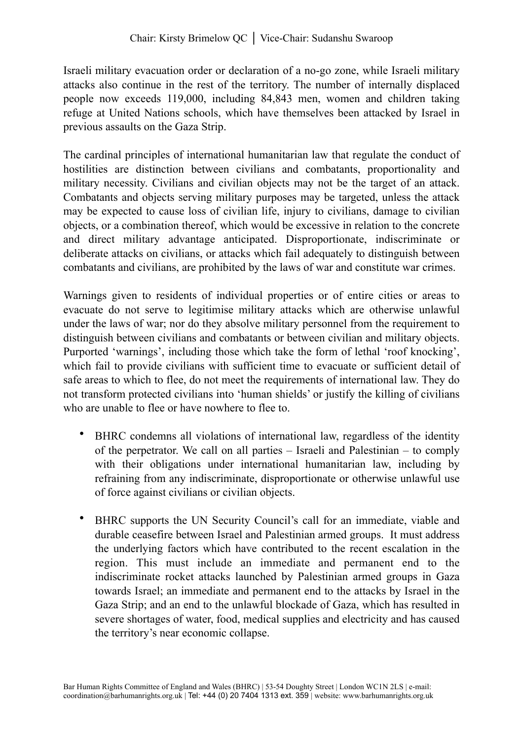Israeli military evacuation order or declaration of a no-go zone, while Israeli military attacks also continue in the rest of the territory. The number of internally displaced people now exceeds 119,000, including 84,843 men, women and children taking refuge at United Nations schools, which have themselves been attacked by Israel in previous assaults on the Gaza Strip.

The cardinal principles of international humanitarian law that regulate the conduct of hostilities are distinction between civilians and combatants, proportionality and military necessity. Civilians and civilian objects may not be the target of an attack. Combatants and objects serving military purposes may be targeted, unless the attack may be expected to cause loss of civilian life, injury to civilians, damage to civilian objects, or a combination thereof, which would be excessive in relation to the concrete and direct military advantage anticipated. Disproportionate, indiscriminate or deliberate attacks on civilians, or attacks which fail adequately to distinguish between combatants and civilians, are prohibited by the laws of war and constitute war crimes.

Warnings given to residents of individual properties or of entire cities or areas to evacuate do not serve to legitimise military attacks which are otherwise unlawful under the laws of war; nor do they absolve military personnel from the requirement to distinguish between civilians and combatants or between civilian and military objects. Purported 'warnings', including those which take the form of lethal 'roof knocking', which fail to provide civilians with sufficient time to evacuate or sufficient detail of safe areas to which to flee, do not meet the requirements of international law. They do not transform protected civilians into 'human shields' or justify the killing of civilians who are unable to flee or have nowhere to flee to.

- BHRC condemns all violations of international law, regardless of the identity of the perpetrator. We call on all parties – Israeli and Palestinian – to comply with their obligations under international humanitarian law, including by refraining from any indiscriminate, disproportionate or otherwise unlawful use of force against civilians or civilian objects.

- BHRC supports the UN Security Council's call for an immediate, viable and durable ceasefire between Israel and Palestinian armed groups. It must address the underlying factors which have contributed to the recent escalation in the region. This must include an immediate and permanent end to the indiscriminate rocket attacks launched by Palestinian armed groups in Gaza towards Israel; an immediate and permanent end to the attacks by Israel in the Gaza Strip; and an end to the unlawful blockade of Gaza, which has resulted in severe shortages of water, food, medical supplies and electricity and has caused the territory's near economic collapse.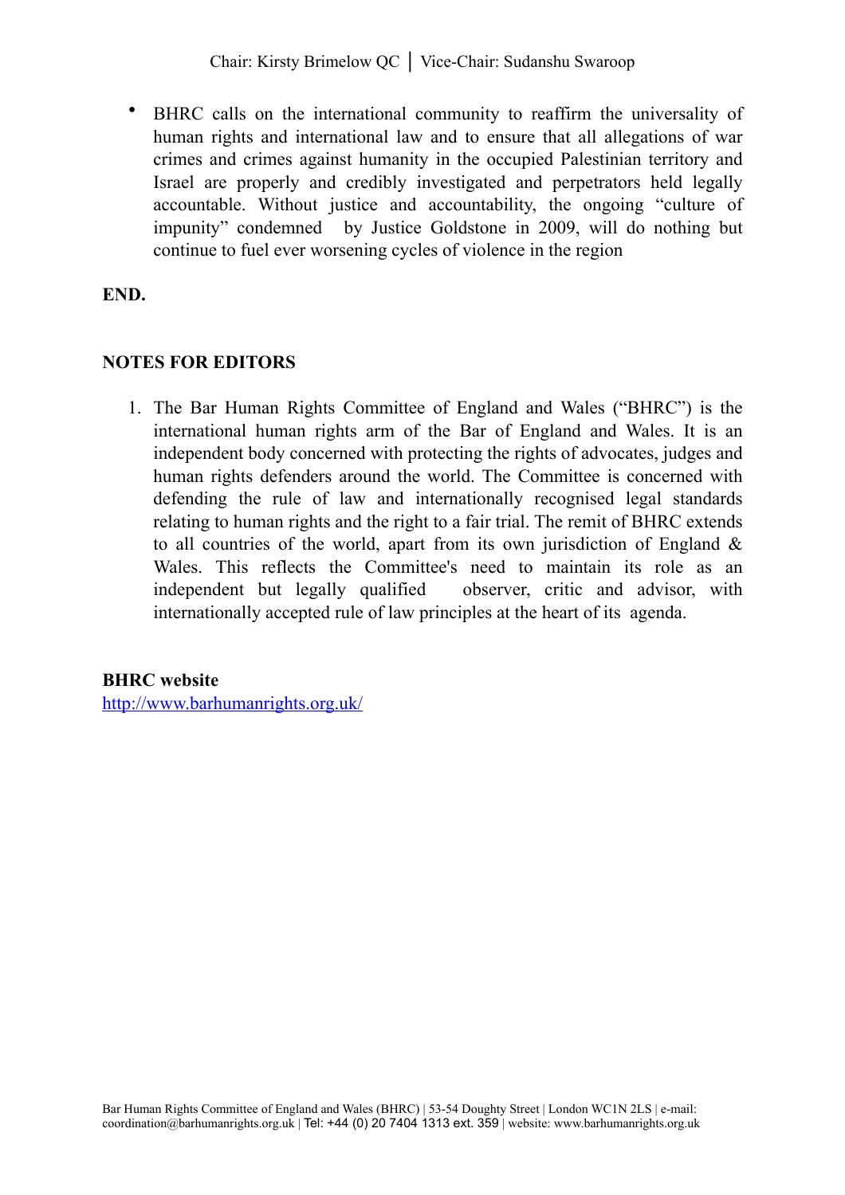- BHRC calls on the international community to reaffirm the universality of human rights and international law and to ensure that all allegations of war crimes and crimes against humanity in the occupied Palestinian territory and Israel are properly and credibly investigated and perpetrators held legally accountable. Without justice and accountability, the ongoing "culture of impunity" condemned by Justice Goldstone in 2009, will do nothing but continue to fuel ever worsening cycles of violence in the region

**END.**

**NOTES FOR EDITORS**

1. The Bar Human Rights Committee of England and Wales ("BHRC") is the international human rights arm of the Bar of England and Wales. It is an independent body concerned with protecting the rights of advocates, judges and human rights defenders around the world. The Committee is concerned with defending the rule of law and internationally recognised legal standards relating to human rights and the right to a fair trial. The remit of BHRC extends to all countries of the world, apart from its own jurisdiction of England & Wales. This reflects the Committee's need to maintain its role as an independent but legally qualified observer, critic and advisor, with internationally accepted rule of law principles at the heart of its agenda.

**BHRC website**
[http://www.barhumanrights.org.uk/](http://www.barhumanrights.org.uk/)